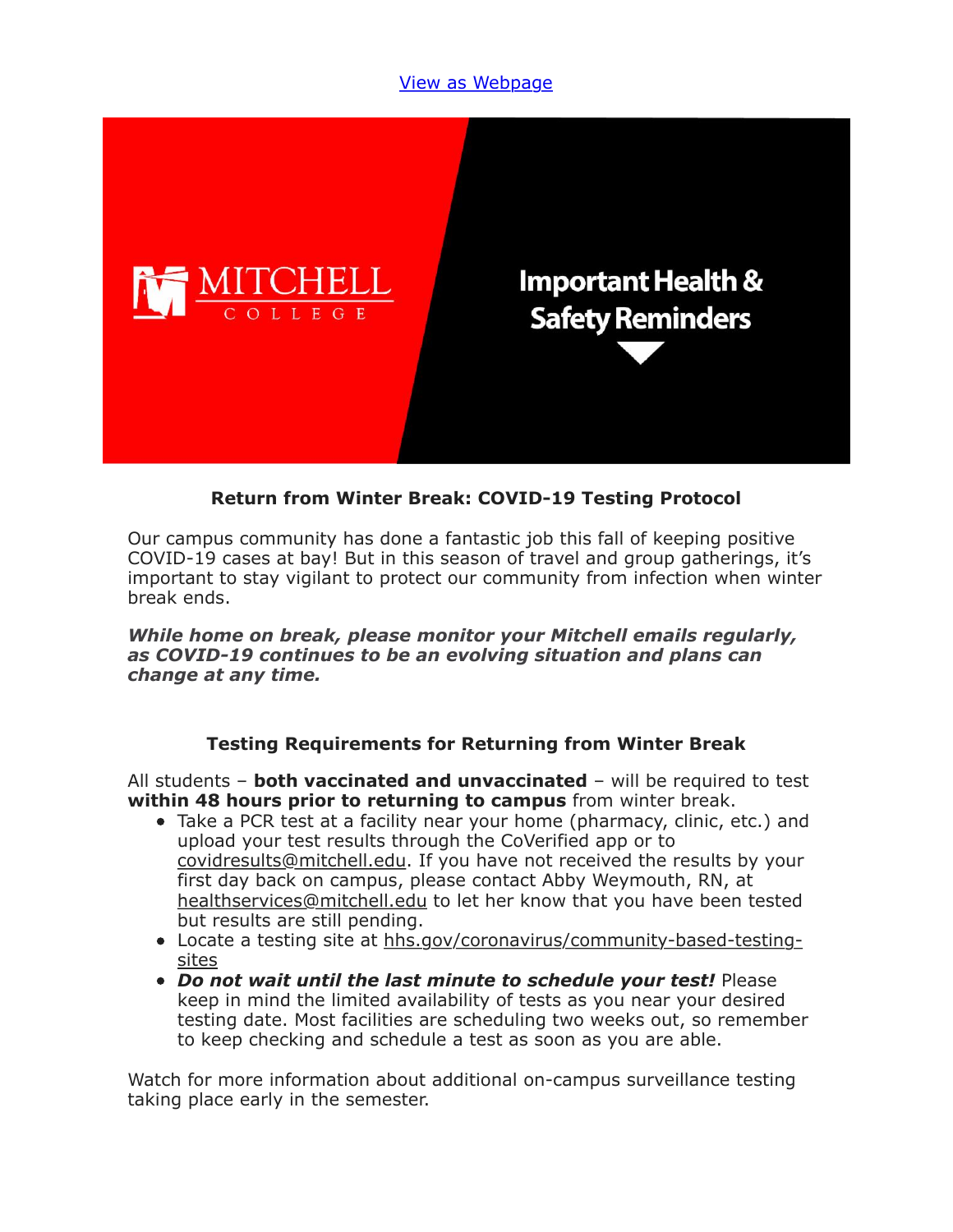View as Webpage

MITCHELL COLLEGE

Important Health & Safety Reminders

### Return from Winter Break: COVID-19 Testing Protocol

Our campus community has done a fantastic job this fall of keeping positive COVID-19 cases at bay! But in this season of travel and group gatherings, it's important to stay vigilant to protect our community from infection when winter break ends.

***While home on break, please monitor your Mitchell emails regularly, as COVID-19 continues to be an evolving situation and plans can change at any time.***

### Testing Requirements for Returning from Winter Break

All students – **both vaccinated and unvaccinated** – will be required to test **within 48 hours prior to returning to campus** from winter break.

- Take a PCR test at a facility near your home (pharmacy, clinic, etc.) and upload your test results through the CoVerified app or to covidresults@mitchell.edu. If you have not received the results by your first day back on campus, please contact Abby Weymouth, RN, at healthservices@mitchell.edu to let her know that you have been tested but results are still pending.
- Locate a testing site at hhs.gov/coronavirus/community-based-testing-sites
- ***Do not wait until the last minute to schedule your test!*** Please keep in mind the limited availability of tests as you near your desired testing date. Most facilities are scheduling two weeks out, so remember to keep checking and schedule a test as soon as you are able.

Watch for more information about additional on-campus surveillance testing taking place early in the semester.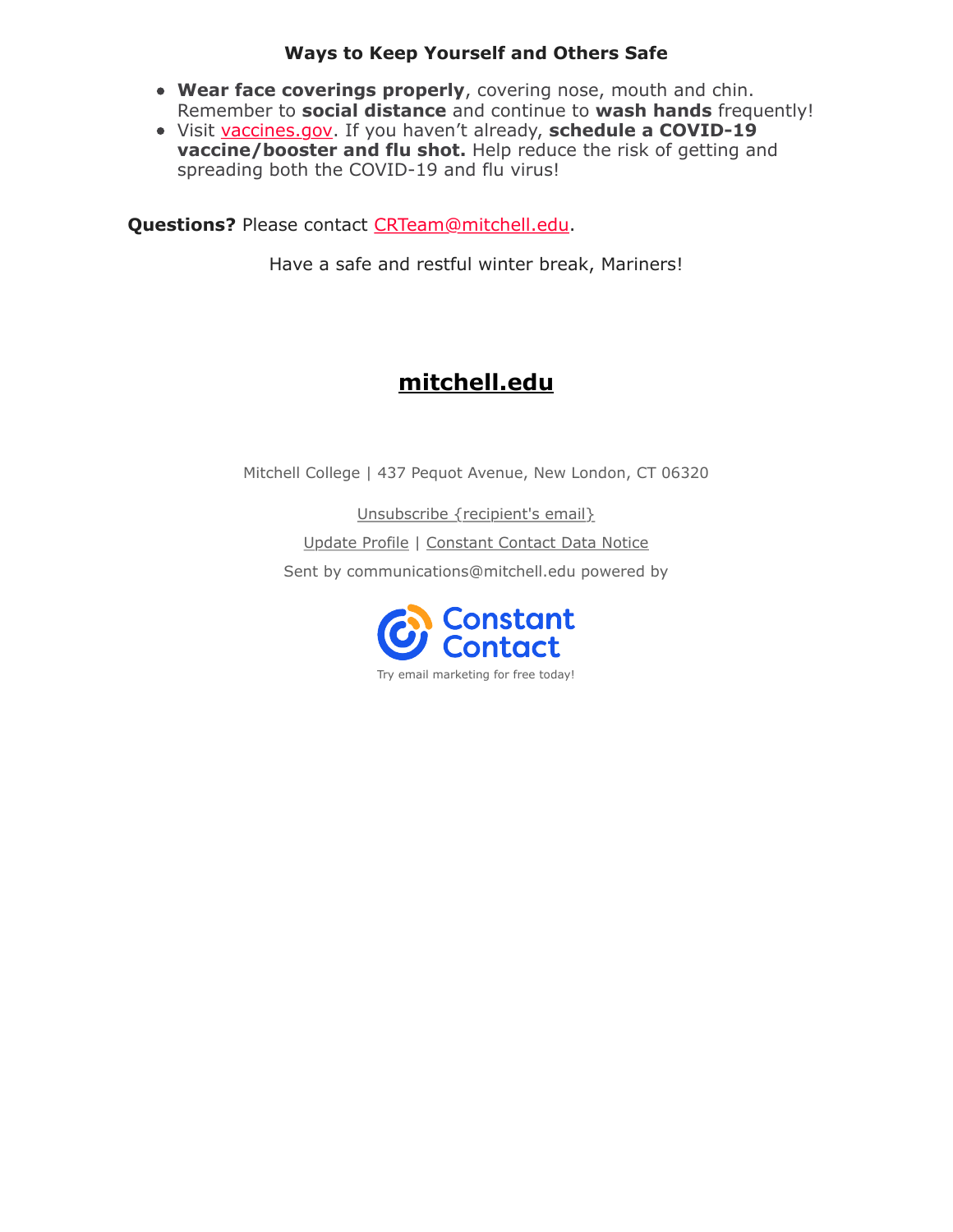### Ways to Keep Yourself and Others Safe

- **Wear face coverings properly**, covering nose, mouth and chin. Remember to **social distance** and continue to **wash hands** frequently!
- Visit vaccines.gov. If you haven't already, **schedule a COVID-19 vaccine/booster and flu shot.** Help reduce the risk of getting and spreading both the COVID-19 and flu virus!

**Questions?** Please contact CRTeam@mitchell.edu.

Have a safe and restful winter break, Mariners!

## mitchell.edu

Mitchell College | 437 Pequot Avenue, New London, CT 06320

Unsubscribe {recipient's email}

Update Profile | Constant Contact Data Notice

Sent by communications@mitchell.edu powered by

Constant Contact

Try email marketing for free today!